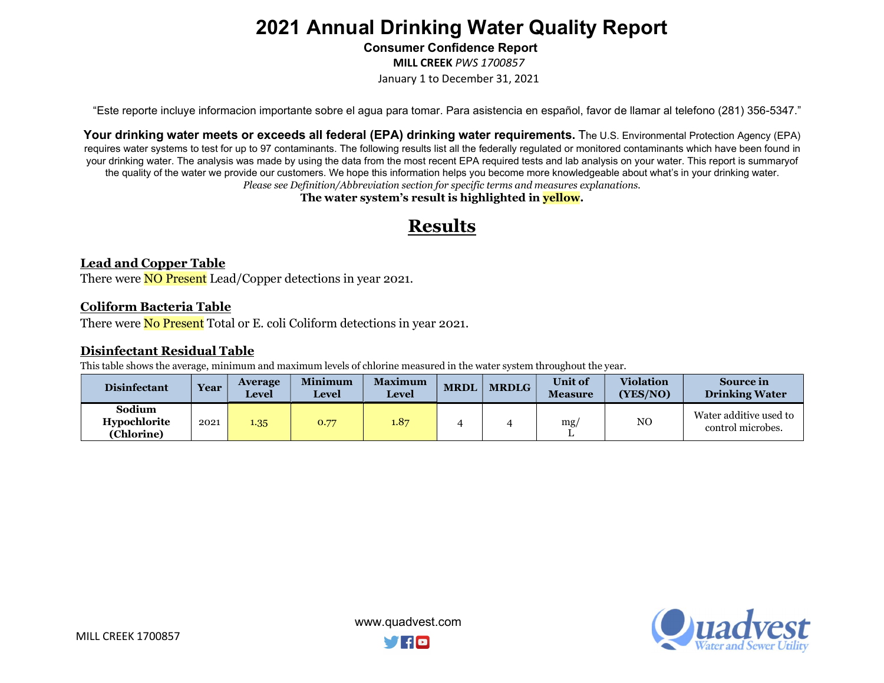# 2021 Annual Drinking Water Quality Report

**Consumer Confidence Report**

**MILL CREEK** *PWS 1700857*

January 1 to December 31, 2021

"Este reporte incluye informacion importante sobre el agua para tomar. Para asistencia en español, favor de llamar al telefono (281) 356-5347."

**Your drinking water meets or exceeds all federal (EPA) drinking water requirements.** The U.S. Environmental Protection Agency (EPA) requires water systems to test for up to 97 contaminants. The following results list all the federally regulated or monitored contaminants which have been found in your drinking water. The analysis was made by using the data from the most recent EPA required tests and lab analysis on your water. This report is summaryof the quality of the water we provide our customers. We hope this information helps you become more knowledgeable about what's in your drinking water.

*Please see Definition/Abbreviation section for specific terms and measures explanations.*

**The water system's result is highlighted in yellow.**

## Results

### Lead and Copper Table

There were NO Present Lead/Copper detections in year 2021.

### Coliform Bacteria Table

There were No Present Total or E. coli Coliform detections in year 2021.

### Disinfectant Residual Table

This table shows the average, minimum and maximum levels of chlorine measured in the water system throughout the year.

| Disinfectant | Year | Average Level | Minimum Level | Maximum Level | MRDL | MRDLG | Unit of Measure | Violation (YES/NO) | Source in Drinking Water |
|---|---|---|---|---|---|---|---|---|---|
| Sodium Hypochlorite (Chlorine) | 2021 | 1.35 | 0.77 | 1.87 | 4 | 4 | mg/L | NO | Water additive used to control microbes. |

MILL CREEK 1700857

www.quadvest.com

Quadvest Water and Sewer Utility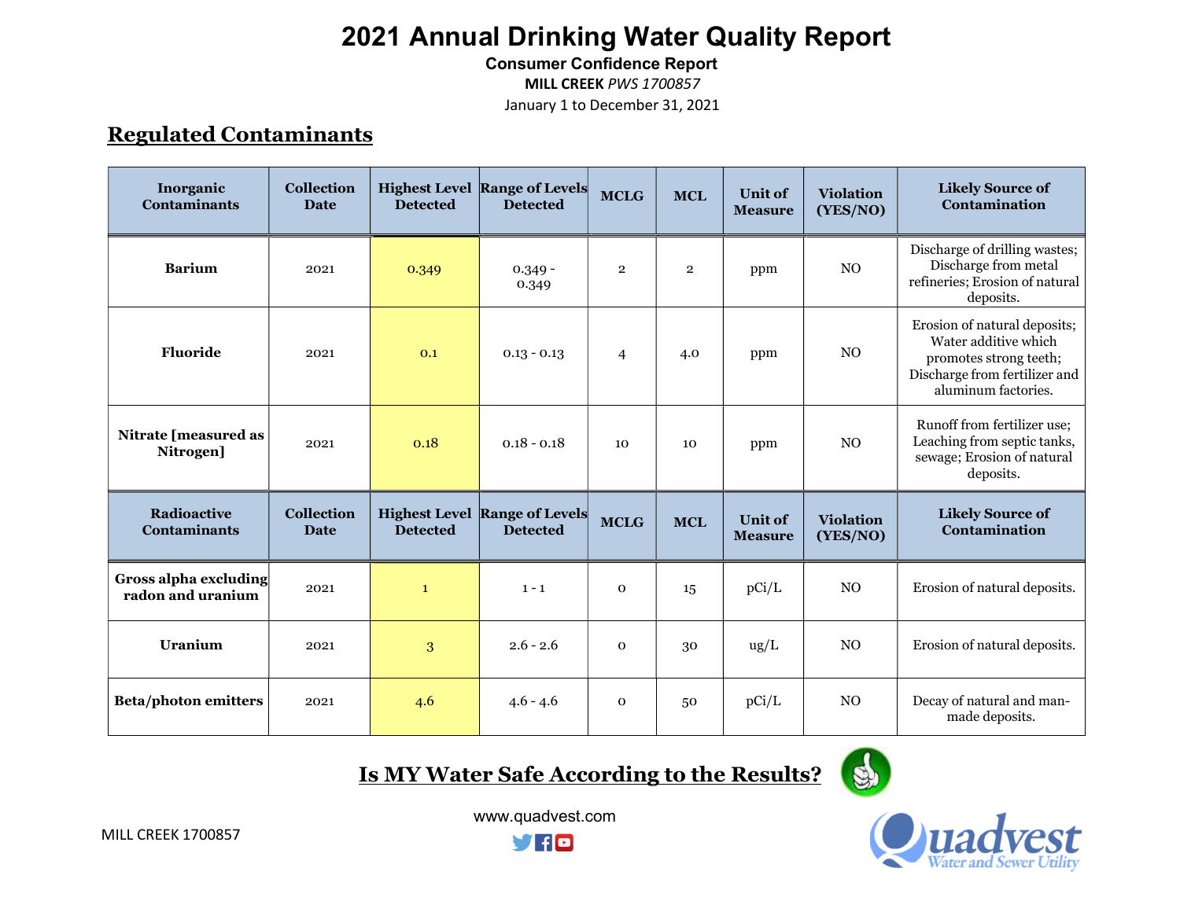# 2021 Annual Drinking Water Quality Report

**Consumer Confidence Report**

**MILL CREEK** *PWS 1700857*

January 1 to December 31, 2021

## Regulated Contaminants

| Inorganic Contaminants | Collection Date | Highest Level Detected | Range of Levels Detected | MCLG | MCL | Unit of Measure | Violation (YES/NO) | Likely Source of Contamination |
|---|---|---|---|---|---|---|---|---|
| **Barium** | 2021 | 0.349 | 0.349 - 0.349 | 2 | 2 | ppm | NO | Discharge of drilling wastes; Discharge from metal refineries; Erosion of natural deposits. |
| **Fluoride** | 2021 | 0.1 | 0.13 - 0.13 | 4 | 4.0 | ppm | NO | Erosion of natural deposits; Water additive which promotes strong teeth; Discharge from fertilizer and aluminum factories. |
| **Nitrate [measured as Nitrogen]** | 2021 | 0.18 | 0.18 - 0.18 | 10 | 10 | ppm | NO | Runoff from fertilizer use; Leaching from septic tanks, sewage; Erosion of natural deposits. |
| **Radioactive Contaminants** | **Collection Date** | **Highest Level Detected** | **Range of Levels Detected** | **MCLG** | **MCL** | **Unit of Measure** | **Violation (YES/NO)** | **Likely Source of Contamination** |
| **Gross alpha excluding radon and uranium** | 2021 | 1 | 1 - 1 | 0 | 15 | pCi/L | NO | Erosion of natural deposits. |
| **Uranium** | 2021 | 3 | 2.6 - 2.6 | 0 | 30 | ug/L | NO | Erosion of natural deposits. |
| **Beta/photon emitters** | 2021 | 4.6 | 4.6 - 4.6 | 0 | 50 | pCi/L | NO | Decay of natural and man-made deposits. |

## Is MY Water Safe According to the Results?

MILL CREEK 1700857

www.quadvest.com

Quadvest Water and Sewer Utility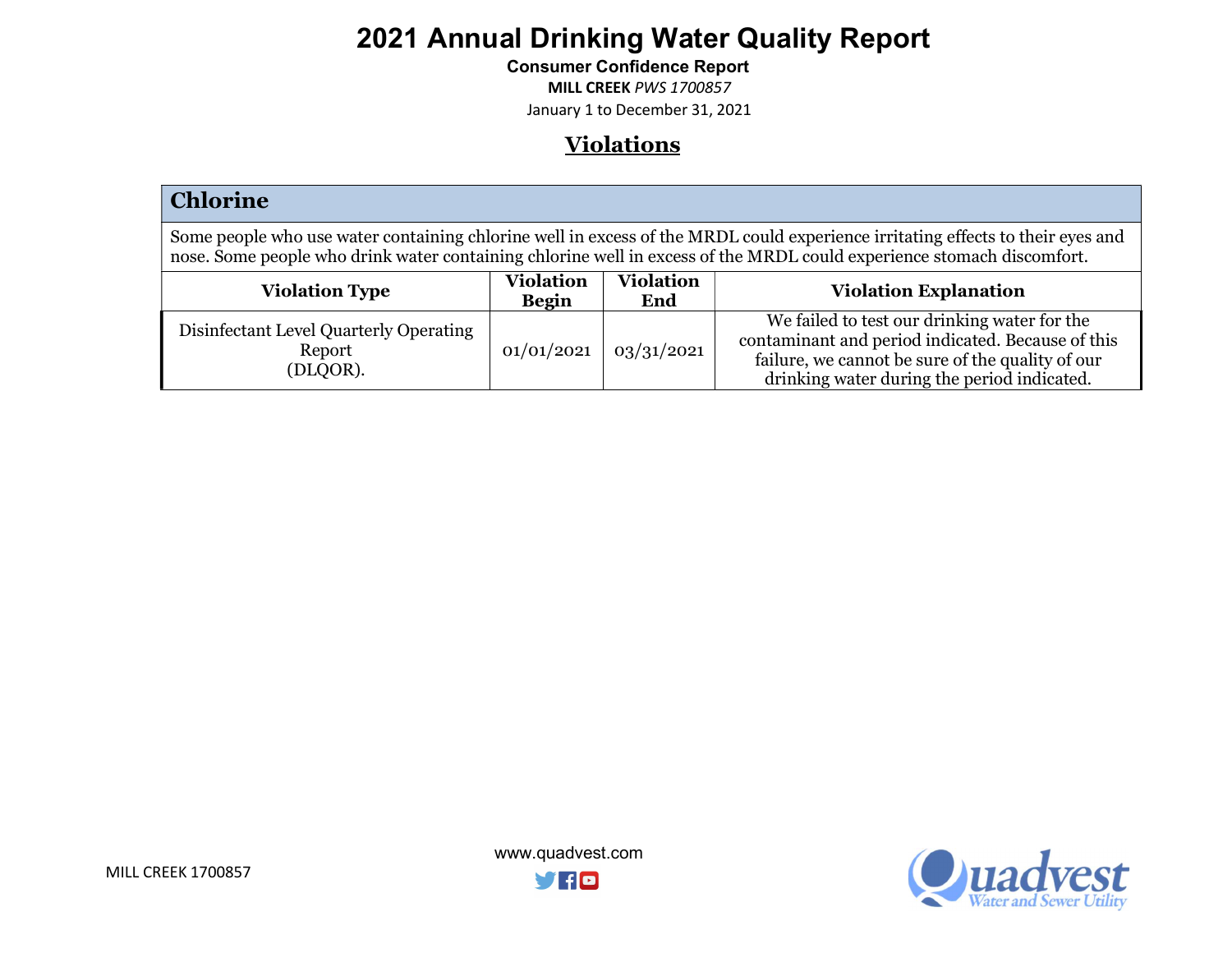# 2021 Annual Drinking Water Quality Report

**Consumer Confidence Report**

**MILL CREEK** *PWS 1700857*

January 1 to December 31, 2021

## Violations

| Chlorine | | | |
|---|---|---|---|
| Some people who use water containing chlorine well in excess of the MRDL could experience irritating effects to their eyes and nose. Some people who drink water containing chlorine well in excess of the MRDL could experience stomach discomfort. | | | |
| **Violation Type** | **Violation Begin** | **Violation End** | **Violation Explanation** |
| Disinfectant Level Quarterly Operating Report (DLQOR). | 01/01/2021 | 03/31/2021 | We failed to test our drinking water for the contaminant and period indicated. Because of this failure, we cannot be sure of the quality of our drinking water during the period indicated. |

MILL CREEK 1700857

www.quadvest.com

Quadvest Water and Sewer Utility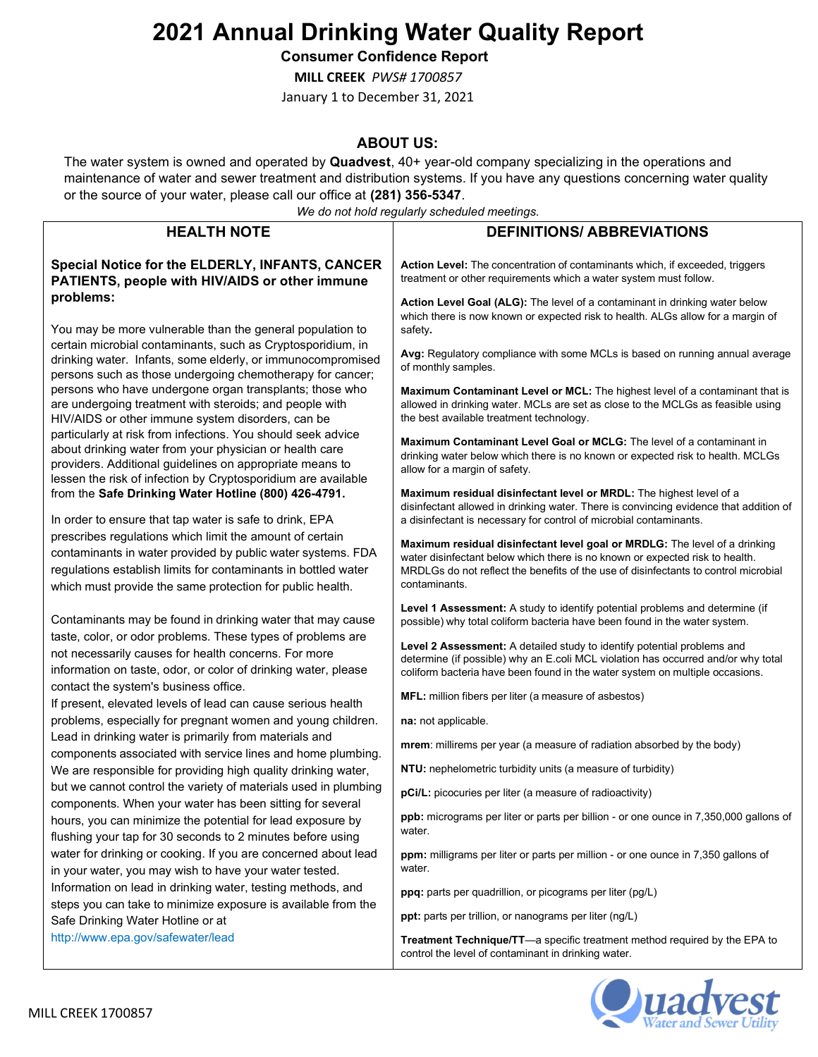# 2021 Annual Drinking Water Quality Report

## Consumer Confidence Report

**MILL CREEK** *PWS# 1700857*

January 1 to December 31, 2021

## ABOUT US:

The water system is owned and operated by **Quadvest**, 40+ year-old company specializing in the operations and maintenance of water and sewer treatment and distribution systems. If you have any questions concerning water quality or the source of your water, please call our office at **(281) 356-5347**.

*We do not hold regularly scheduled meetings.*

## HEALTH NOTE

**Special Notice for the ELDERLY, INFANTS, CANCER PATIENTS, people with HIV/AIDS or other immune problems:**

You may be more vulnerable than the general population to certain microbial contaminants, such as Cryptosporidium, in drinking water. Infants, some elderly, or immunocompromised persons such as those undergoing chemotherapy for cancer; persons who have undergone organ transplants; those who are undergoing treatment with steroids; and people with HIV/AIDS or other immune system disorders, can be particularly at risk from infections. You should seek advice about drinking water from your physician or health care providers. Additional guidelines on appropriate means to lessen the risk of infection by Cryptosporidium are available from the **Safe Drinking Water Hotline (800) 426-4791.**

In order to ensure that tap water is safe to drink, EPA prescribes regulations which limit the amount of certain contaminants in water provided by public water systems. FDA regulations establish limits for contaminants in bottled water which must provide the same protection for public health.

Contaminants may be found in drinking water that may cause taste, color, or odor problems. These types of problems are not necessarily causes for health concerns. For more information on taste, odor, or color of drinking water, please contact the system's business office.

If present, elevated levels of lead can cause serious health problems, especially for pregnant women and young children. Lead in drinking water is primarily from materials and components associated with service lines and home plumbing. We are responsible for providing high quality drinking water, but we cannot control the variety of materials used in plumbing components. When your water has been sitting for several hours, you can minimize the potential for lead exposure by flushing your tap for 30 seconds to 2 minutes before using water for drinking or cooking. If you are concerned about lead in your water, you may wish to have your water tested. Information on lead in drinking water, testing methods, and steps you can take to minimize exposure is available from the Safe Drinking Water Hotline or at http://www.epa.gov/safewater/lead

## DEFINITIONS/ ABBREVIATIONS

**Action Level:** The concentration of contaminants which, if exceeded, triggers treatment or other requirements which a water system must follow.

**Action Level Goal (ALG):** The level of a contaminant in drinking water below which there is now known or expected risk to health. ALGs allow for a margin of safety.

**Avg:** Regulatory compliance with some MCLs is based on running annual average of monthly samples.

**Maximum Contaminant Level or MCL:** The highest level of a contaminant that is allowed in drinking water. MCLs are set as close to the MCLGs as feasible using the best available treatment technology.

**Maximum Contaminant Level Goal or MCLG:** The level of a contaminant in drinking water below which there is no known or expected risk to health. MCLGs allow for a margin of safety.

**Maximum residual disinfectant level or MRDL:** The highest level of a disinfectant allowed in drinking water. There is convincing evidence that addition of a disinfectant is necessary for control of microbial contaminants.

**Maximum residual disinfectant level goal or MRDLG:** The level of a drinking water disinfectant below which there is no known or expected risk to health. MRDLGs do not reflect the benefits of the use of disinfectants to control microbial contaminants.

**Level 1 Assessment:** A study to identify potential problems and determine (if possible) why total coliform bacteria have been found in the water system.

**Level 2 Assessment:** A detailed study to identify potential problems and determine (if possible) why an E.coli MCL violation has occurred and/or why total coliform bacteria have been found in the water system on multiple occasions.

**MFL:** million fibers per liter (a measure of asbestos)

**na:** not applicable.

**mrem**: millirems per year (a measure of radiation absorbed by the body)

**NTU:** nephelometric turbidity units (a measure of turbidity)

**pCi/L:** picocuries per liter (a measure of radioactivity)

**ppb:** micrograms per liter or parts per billion - or one ounce in 7,350,000 gallons of water.

**ppm:** milligrams per liter or parts per million - or one ounce in 7,350 gallons of water.

**ppq:** parts per quadrillion, or picograms per liter (pg/L)

**ppt:** parts per trillion, or nanograms per liter (ng/L)

**Treatment Technique/TT**—a specific treatment method required by the EPA to control the level of contaminant in drinking water.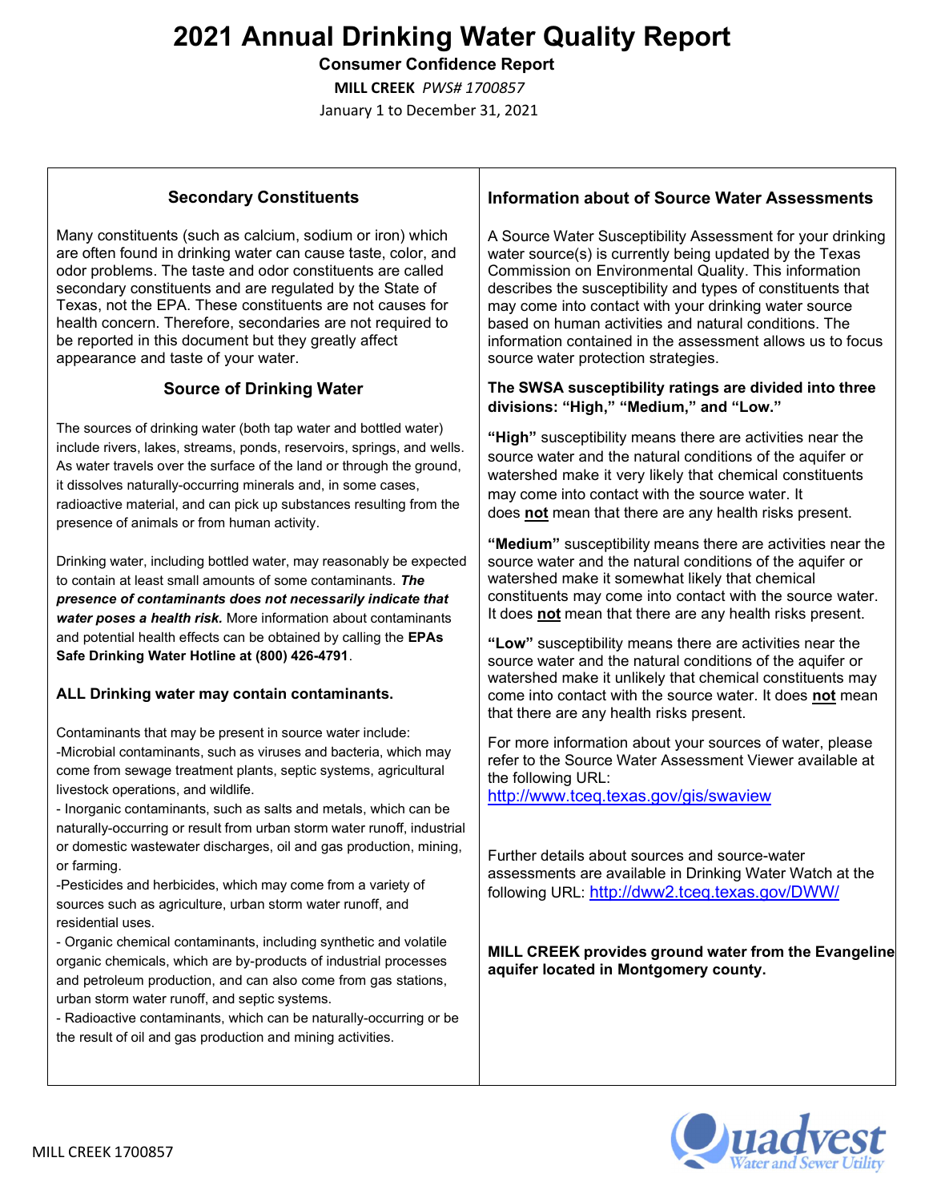# 2021 Annual Drinking Water Quality Report

**Consumer Confidence Report**

**MILL CREEK** *PWS# 1700857*

January 1 to December 31, 2021

## Secondary Constituents

Many constituents (such as calcium, sodium or iron) which are often found in drinking water can cause taste, color, and odor problems. The taste and odor constituents are called secondary constituents and are regulated by the State of Texas, not the EPA. These constituents are not causes for health concern. Therefore, secondaries are not required to be reported in this document but they greatly affect appearance and taste of your water.

## Source of Drinking Water

The sources of drinking water (both tap water and bottled water) include rivers, lakes, streams, ponds, reservoirs, springs, and wells. As water travels over the surface of the land or through the ground, it dissolves naturally-occurring minerals and, in some cases, radioactive material, and can pick up substances resulting from the presence of animals or from human activity.

Drinking water, including bottled water, may reasonably be expected to contain at least small amounts of some contaminants. ***The presence of contaminants does not necessarily indicate that water poses a health risk.*** More information about contaminants and potential health effects can be obtained by calling the **EPAs Safe Drinking Water Hotline at (800) 426-4791**.

**ALL Drinking water may contain contaminants.**

Contaminants that may be present in source water include:

-Microbial contaminants, such as viruses and bacteria, which may come from sewage treatment plants, septic systems, agricultural livestock operations, and wildlife.

- Inorganic contaminants, such as salts and metals, which can be naturally-occurring or result from urban storm water runoff, industrial or domestic wastewater discharges, oil and gas production, mining, or farming.

-Pesticides and herbicides, which may come from a variety of sources such as agriculture, urban storm water runoff, and residential uses.

- Organic chemical contaminants, including synthetic and volatile organic chemicals, which are by-products of industrial processes and petroleum production, and can also come from gas stations, urban storm water runoff, and septic systems.

- Radioactive contaminants, which can be naturally-occurring or be the result of oil and gas production and mining activities.

## Information about of Source Water Assessments

A Source Water Susceptibility Assessment for your drinking water source(s) is currently being updated by the Texas Commission on Environmental Quality. This information describes the susceptibility and types of constituents that may come into contact with your drinking water source based on human activities and natural conditions. The information contained in the assessment allows us to focus source water protection strategies.

**The SWSA susceptibility ratings are divided into three divisions: "High," "Medium," and "Low."**

**"High"** susceptibility means there are activities near the source water and the natural conditions of the aquifer or watershed make it very likely that chemical constituents may come into contact with the source water. It does **not** mean that there are any health risks present.

**"Medium"** susceptibility means there are activities near the source water and the natural conditions of the aquifer or watershed make it somewhat likely that chemical constituents may come into contact with the source water. It does **not** mean that there are any health risks present.

**"Low"** susceptibility means there are activities near the source water and the natural conditions of the aquifer or watershed make it unlikely that chemical constituents may come into contact with the source water. It does **not** mean that there are any health risks present.

For more information about your sources of water, please refer to the Source Water Assessment Viewer available at the following URL: http://www.tceq.texas.gov/gis/swaview

Further details about sources and source-water assessments are available in Drinking Water Watch at the following URL: http://dww2.tceq.texas.gov/DWW/

**MILL CREEK provides ground water from the Evangeline aquifer located in Montgomery county.**

Quadvest Water and Sewer Utility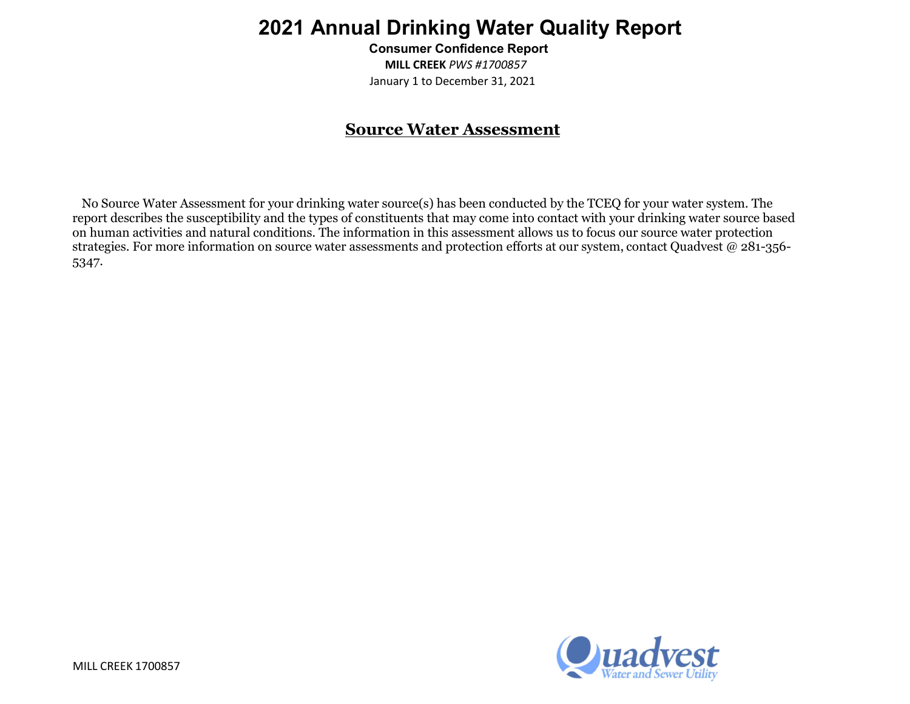# 2021 Annual Drinking Water Quality Report

**Consumer Confidence Report**

**MILL CREEK** *PWS #1700857*

January 1 to December 31, 2021

## Source Water Assessment

No Source Water Assessment for your drinking water source(s) has been conducted by the TCEQ for your water system. The report describes the susceptibility and the types of constituents that may come into contact with your drinking water source based on human activities and natural conditions. The information in this assessment allows us to focus our source water protection strategies. For more information on source water assessments and protection efforts at our system, contact Quadvest @ 281-356-5347.